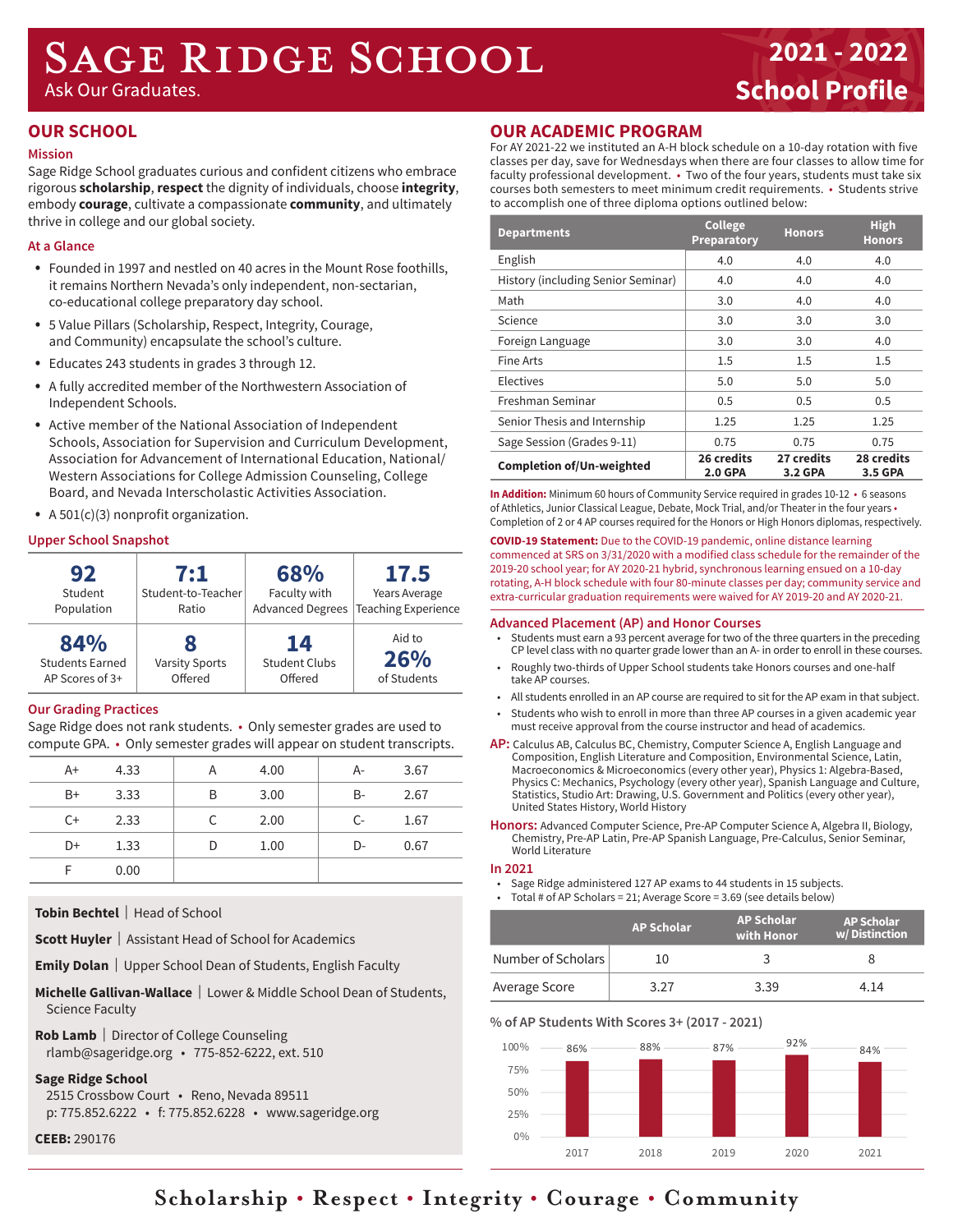# Sage Ridge School

Ask Our Graduates.

**2021 - 2022 School Profile**

## OUR SCHOOL

### Mission

Sage Ridge School graduates curious and confident citizens who embrace rigorous **scholarship**, **respect** the dignity of individuals, choose **integrity**, embody **courage**, cultivate a compassionate **community**, and ultimately thrive in college and our global society.

### At a Glance

- Founded in 1997 and nestled on 40 acres in the Mount Rose foothills, it remains Northern Nevada's only independent, non-sectarian, co-educational college preparatory day school.
- 5 Value Pillars (Scholarship, Respect, Integrity, Courage, and Community) encapsulate the school's culture.
- Educates 243 students in grades 3 through 12.
- A fully accredited member of the Northwestern Association of Independent Schools.
- Active member of the National Association of Independent Schools, Association for Supervision and Curriculum Development, Association for Advancement of International Education, National/ Western Associations for College Admission Counseling, College Board, and Nevada Interscholastic Activities Association.
- A 501(c)(3) nonprofit organization.

### Upper School Snapshot

| | | | |
|---|---|---|---|
| **92** Student Population | **7:1** Student-to-Teacher Ratio | **68%** Faculty with Advanced Degrees | **17.5** Years Average Teaching Experience |
| **84%** Students Earned AP Scores of 3+ | **8** Varsity Sports Offered | **14** Student Clubs Offered | Aid to **26%** of Students |

### Our Grading Practices

Sage Ridge does not rank students. • Only semester grades are used to compute GPA. • Only semester grades will appear on student transcripts.

| Grade | GPA | Grade | GPA | Grade | GPA |
|---|---|---|---|---|---|
| A+ | 4.33 | A | 4.00 | A- | 3.67 |
| B+ | 3.33 | B | 3.00 | B- | 2.67 |
| C+ | 2.33 | C | 2.00 | C- | 1.67 |
| D+ | 1.33 | D | 1.00 | D- | 0.67 |
| F | 0.00 | | | | |

**Tobin Bechtel** | Head of School

**Scott Huyler** | Assistant Head of School for Academics

**Emily Dolan** | Upper School Dean of Students, English Faculty

**Michelle Gallivan-Wallace** | Lower & Middle School Dean of Students, Science Faculty

**Rob Lamb** | Director of College Counseling
rlamb@sageridge.org • 775-852-6222, ext. 510

**Sage Ridge School**
2515 Crossbow Court • Reno, Nevada 89511
p: 775.852.6222 • f: 775.852.6228 • www.sageridge.org

**CEEB:** 290176

## OUR ACADEMIC PROGRAM

For AY 2021-22 we instituted an A-H block schedule on a 10-day rotation with five classes per day, save for Wednesdays when there are four classes to allow time for faculty professional development. • Two of the four years, students must take six courses both semesters to meet minimum credit requirements. • Students strive to accomplish one of three diploma options outlined below:

| Departments | College Preparatory | Honors | High Honors |
|---|---|---|---|
| English | 4.0 | 4.0 | 4.0 |
| History (including Senior Seminar) | 4.0 | 4.0 | 4.0 |
| Math | 3.0 | 4.0 | 4.0 |
| Science | 3.0 | 3.0 | 3.0 |
| Foreign Language | 3.0 | 3.0 | 4.0 |
| Fine Arts | 1.5 | 1.5 | 1.5 |
| Electives | 5.0 | 5.0 | 5.0 |
| Freshman Seminar | 0.5 | 0.5 | 0.5 |
| Senior Thesis and Internship | 1.25 | 1.25 | 1.25 |
| Sage Session (Grades 9-11) | 0.75 | 0.75 | 0.75 |
| **Completion of/Un-weighted** | **26 credits 2.0 GPA** | **27 credits 3.2 GPA** | **28 credits 3.5 GPA** |

**In Addition:** Minimum 60 hours of Community Service required in grades 10-12 • 6 seasons of Athletics, Junior Classical League, Debate, Mock Trial, and/or Theater in the four years • Completion of 2 or 4 AP courses required for the Honors or High Honors diplomas, respectively.

**COVID-19 Statement:** Due to the COVID-19 pandemic, online distance learning commenced at SRS on 3/31/2020 with a modified class schedule for the remainder of the 2019-20 school year; for AY 2020-21 hybrid, synchronous learning ensued on a 10-day rotating, A-H block schedule with four 80-minute classes per day; community service and extra-curricular graduation requirements were waived for AY 2019-20 and AY 2020-21.

### Advanced Placement (AP) and Honor Courses

- Students must earn a 93 percent average for two of the three quarters in the preceding CP level class with no quarter grade lower than an A- in order to enroll in these courses.
- Roughly two-thirds of Upper School students take Honors courses and one-half take AP courses.
- All students enrolled in an AP course are required to sit for the AP exam in that subject.
- Students who wish to enroll in more than three AP courses in a given academic year must receive approval from the course instructor and head of academics.

**AP:** Calculus AB, Calculus BC, Chemistry, Computer Science A, English Language and Composition, English Literature and Composition, Environmental Science, Latin, Macroeconomics & Microeconomics (every other year), Physics 1: Algebra-Based, Physics C: Mechanics, Psychology (every other year), Spanish Language and Culture, Statistics, Studio Art: Drawing, U.S. Government and Politics (every other year), United States History, World History

**Honors:** Advanced Computer Science, Pre-AP Computer Science A, Algebra II, Biology, Chemistry, Pre-AP Latin, Pre-AP Spanish Language, Pre-Calculus, Senior Seminar, World Literature

### In 2021

- Sage Ridge administered 127 AP exams to 44 students in 15 subjects.
- Total # of AP Scholars = 21; Average Score = 3.69 (see details below)

| | AP Scholar | AP Scholar with Honor | AP Scholar w/ Distinction |
|---|---|---|---|
| Number of Scholars | 10 | 3 | 8 |
| Average Score | 3.27 | 3.39 | 4.14 |

### % of AP Students With Scores 3+ (2017 - 2021)

| Year | % |
|---|---|
| 2017 | 86% |
| 2018 | 88% |
| 2019 | 87% |
| 2020 | 92% |
| 2021 | 84% |

Scholarship • Respect • Integrity • Courage • Community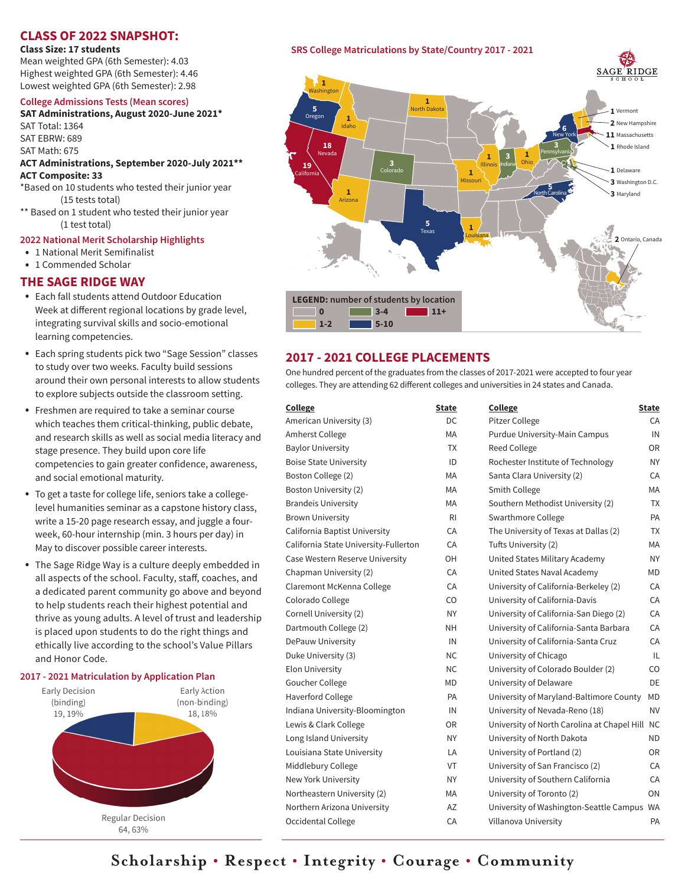## CLASS OF 2022 SNAPSHOT:

**Class Size: 17 students**

Mean weighted GPA (6th Semester): 4.03

Highest weighted GPA (6th Semester): 4.46

Lowest weighted GPA (6th Semester): 2.98

### College Admissions Tests (Mean scores)

**SAT Administrations, August 2020-June 2021***

SAT Total: 1364

SAT EBRW: 689

SAT Math: 675

**ACT Administrations, September 2020-July 2021****

**ACT Composite: 33**

*Based on 10 students who tested their junior year (15 tests total)

** Based on 1 student who tested their junior year (1 test total)

### 2022 National Merit Scholarship Highlights

- 1 National Merit Semifinalist
- 1 Commended Scholar

## THE SAGE RIDGE WAY

- Each fall students attend Outdoor Education Week at different regional locations by grade level, integrating survival skills and socio-emotional learning competencies.
- Each spring students pick two "Sage Session" classes to study over two weeks. Faculty build sessions around their own personal interests to allow students to explore subjects outside the classroom setting.
- Freshmen are required to take a seminar course which teaches them critical-thinking, public debate, and research skills as well as social media literacy and stage presence. They build upon core life competencies to gain greater confidence, awareness, and social emotional maturity.
- To get a taste for college life, seniors take a college-level humanities seminar as a capstone history class, write a 15-20 page research essay, and juggle a four-week, 60-hour internship (min. 3 hours per day) in May to discover possible career interests.
- The Sage Ridge Way is a culture deeply embedded in all aspects of the school. Faculty, staff, coaches, and a dedicated parent community go above and beyond to help students reach their highest potential and thrive as young adults. A level of trust and leadership is placed upon students to do the right things and ethically live according to the school's Value Pillars and Honor Code.

### 2017 - 2021 Matriculation by Application Plan

Early Decision (binding) 19, 19%

Early Action (non-binding) 18, 18%

Regular Decision 64, 63%

### SRS College Matriculations by State/Country 2017 - 2021

SAGE RIDGE SCHOOL

1 Washington
5 Oregon
1 Idaho
18 Nevada
19 California
1 Arizona
3 Colorado
1 North Dakota
5 Texas
1 Missouri
1 Louisiana
1 Illinois
3 Indiana
1 Ohio
3 Pennsylvania
6 New York
5 North Carolina
1 Vermont
2 New Hampshire
11 Massachusetts
1 Rhode Island
1 Delaware
3 Washington D.C.
3 Maryland
2 Ontario, Canada

LEGEND: number of students by location
0
1-2
3-4
5-10
11+

## 2017 - 2021 COLLEGE PLACEMENTS

One hundred percent of the graduates from the classes of 2017-2021 were accepted to four year colleges. They are attending 62 different colleges and universities in 24 states and Canada.

| College | State | College | State |
|---|---|---|---|
| American University (3) | DC | Pitzer College | CA |
| Amherst College | MA | Purdue University-Main Campus | IN |
| Baylor University | TX | Reed College | OR |
| Boise State University | ID | Rochester Institute of Technology | NY |
| Boston College (2) | MA | Santa Clara University (2) | CA |
| Boston University (2) | MA | Smith College | MA |
| Brandeis University | MA | Southern Methodist University (2) | TX |
| Brown University | RI | Swarthmore College | PA |
| California Baptist University | CA | The University of Texas at Dallas (2) | TX |
| California State University-Fullerton | CA | Tufts University (2) | MA |
| Case Western Reserve University | OH | United States Military Academy | NY |
| Chapman University (2) | CA | United States Naval Academy | MD |
| Claremont McKenna College | CA | University of California-Berkeley (2) | CA |
| Colorado College | CO | University of California-Davis | CA |
| Cornell University (2) | NY | University of California-San Diego (2) | CA |
| Dartmouth College (2) | NH | University of California-Santa Barbara | CA |
| DePauw University | IN | University of California-Santa Cruz | CA |
| Duke University (3) | NC | University of Chicago | IL |
| Elon University | NC | University of Colorado Boulder (2) | CO |
| Goucher College | MD | University of Delaware | DE |
| Haverford College | PA | University of Maryland-Baltimore County | MD |
| Indiana University-Bloomington | IN | University of Nevada-Reno (18) | NV |
| Lewis & Clark College | OR | University of North Carolina at Chapel Hill | NC |
| Long Island University | NY | University of North Dakota | ND |
| Louisiana State University | LA | University of Portland (2) | OR |
| Middlebury College | VT | University of San Francisco (2) | CA |
| New York University | NY | University of Southern California | CA |
| Northeastern University (2) | MA | University of Toronto (2) | ON |
| Northern Arizona University | AZ | University of Washington-Seattle Campus | WA |
| Occidental College | CA | Villanova University | PA |

**Scholarship • Respect • Integrity • Courage • Community**